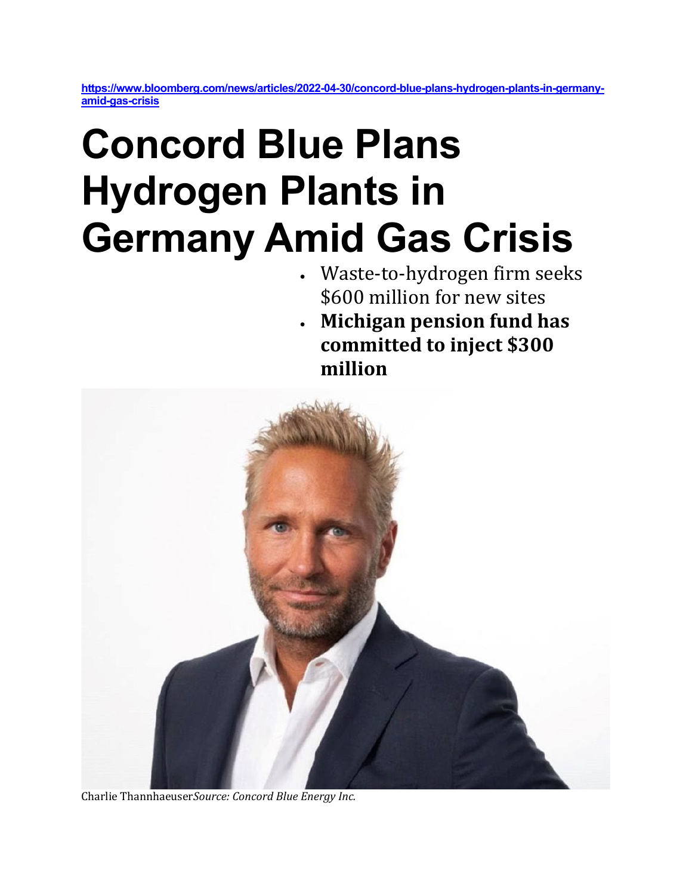https://www.bloomberg.com/news/articles/2022-04-30/concord-blue-plans-hydrogen-plants-in-germany-amid-gas-crisis

# Concord Blue Plans Hydrogen Plants in Germany Amid Gas Crisis

- Waste-to-hydrogen firm seeks $600 million for new sites
- **Michigan pension fund has committed to inject $300 million**

Charlie Thannhaeuser*Source: Concord Blue Energy Inc.*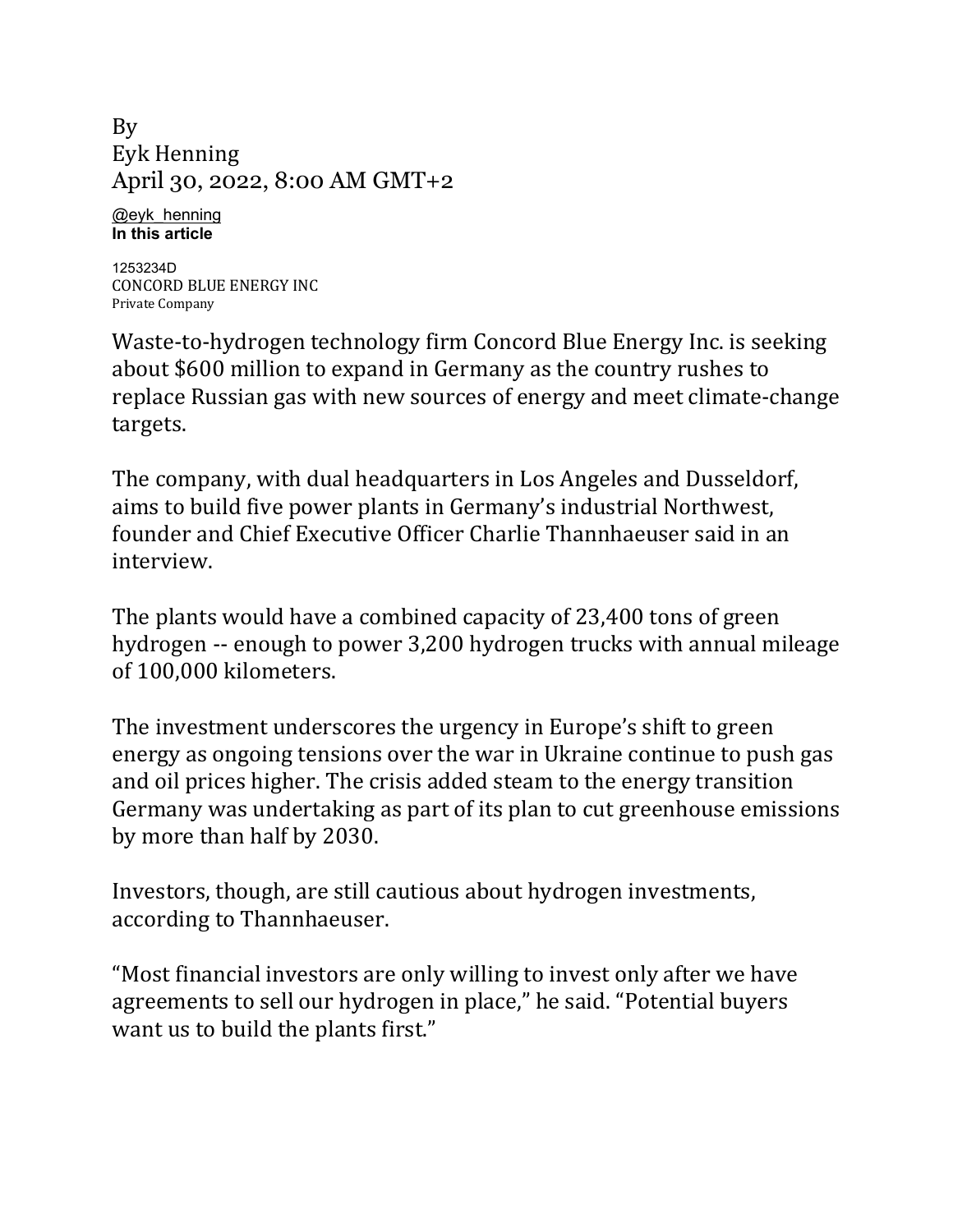By
Eyk Henning
April 30, 2022, 8:00 AM GMT+2

@eyk_henning
**In this article**

1253234D
CONCORD BLUE ENERGY INC
Private Company

Waste-to-hydrogen technology firm Concord Blue Energy Inc. is seeking about $600 million to expand in Germany as the country rushes to replace Russian gas with new sources of energy and meet climate-change targets.

The company, with dual headquarters in Los Angeles and Dusseldorf, aims to build five power plants in Germany's industrial Northwest, founder and Chief Executive Officer Charlie Thannhaeuser said in an interview.

The plants would have a combined capacity of 23,400 tons of green hydrogen -- enough to power 3,200 hydrogen trucks with annual mileage of 100,000 kilometers.

The investment underscores the urgency in Europe's shift to green energy as ongoing tensions over the war in Ukraine continue to push gas and oil prices higher. The crisis added steam to the energy transition Germany was undertaking as part of its plan to cut greenhouse emissions by more than half by 2030.

Investors, though, are still cautious about hydrogen investments, according to Thannhaeuser.

"Most financial investors are only willing to invest only after we have agreements to sell our hydrogen in place," he said. "Potential buyers want us to build the plants first."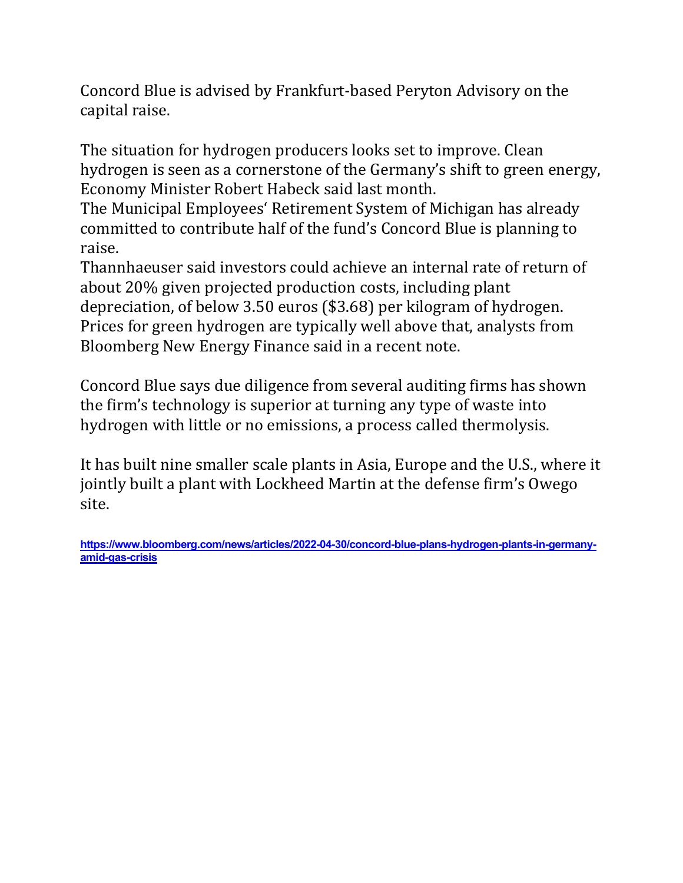Concord Blue is advised by Frankfurt-based Peryton Advisory on the capital raise.

The situation for hydrogen producers looks set to improve. Clean hydrogen is seen as a cornerstone of the Germany's shift to green energy, Economy Minister Robert Habeck said last month.
The Municipal Employees' Retirement System of Michigan has already committed to contribute half of the fund's Concord Blue is planning to raise.
Thannhaeuser said investors could achieve an internal rate of return of about 20% given projected production costs, including plant depreciation, of below 3.50 euros ($3.68) per kilogram of hydrogen. Prices for green hydrogen are typically well above that, analysts from Bloomberg New Energy Finance said in a recent note.

Concord Blue says due diligence from several auditing firms has shown the firm's technology is superior at turning any type of waste into hydrogen with little or no emissions, a process called thermolysis.

It has built nine smaller scale plants in Asia, Europe and the U.S., where it jointly built a plant with Lockheed Martin at the defense firm's Owego site.

https://www.bloomberg.com/news/articles/2022-04-30/concord-blue-plans-hydrogen-plants-in-germany-amid-gas-crisis